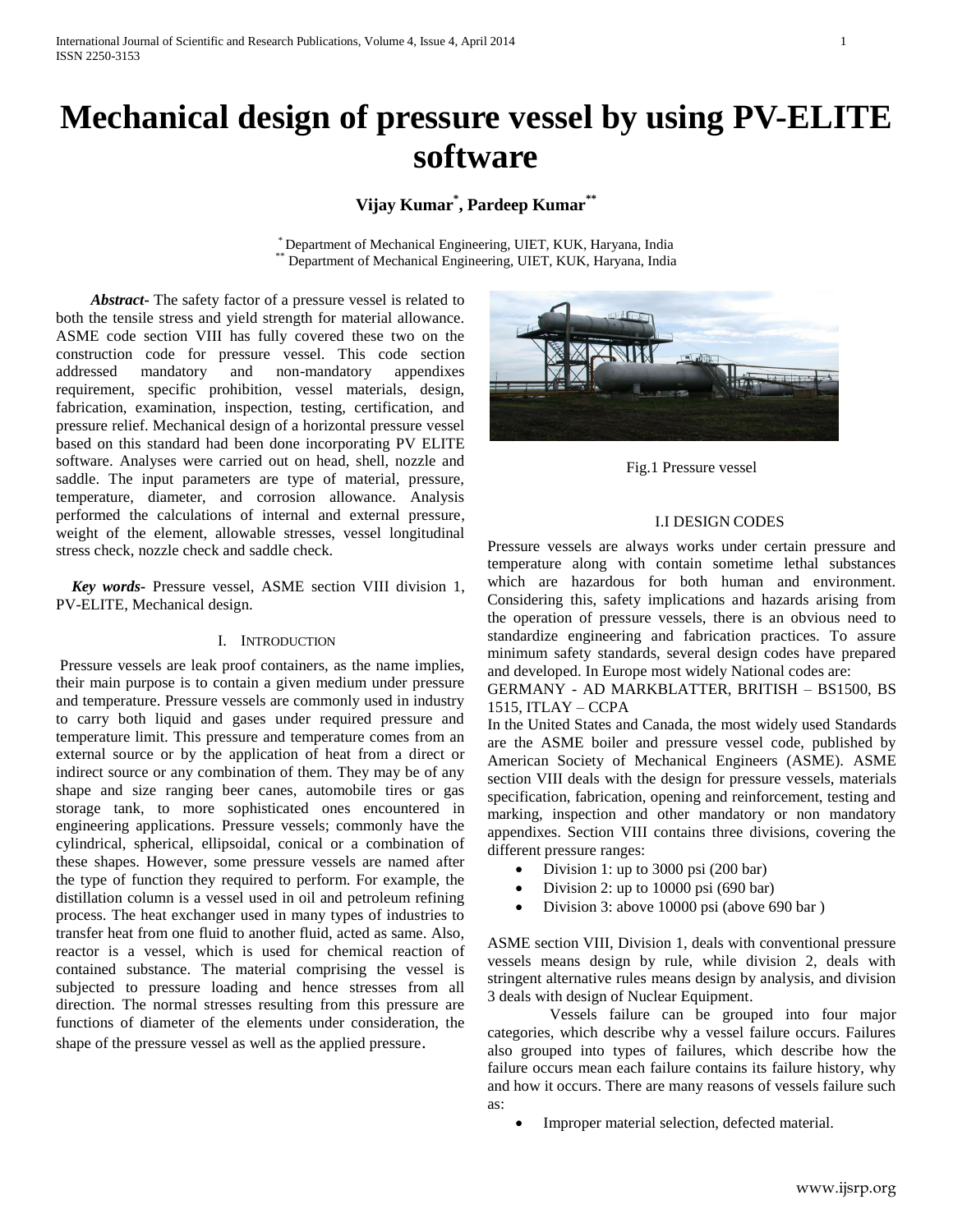# Mechanical design of pressure vessel by using PV-ELITE software

**Vijay Kumar[*], Pardeep Kumar[**]**

[*] Department of Mechanical Engineering, UIET, KUK, Haryana, India
[**] Department of Mechanical Engineering, UIET, KUK, Haryana, India

***Abstract-*** The safety factor of a pressure vessel is related to both the tensile stress and yield strength for material allowance. ASME code section VIII has fully covered these two on the construction code for pressure vessel. This code section addressed mandatory and non-mandatory appendixes requirement, specific prohibition, vessel materials, design, fabrication, examination, inspection, testing, certification, and pressure relief. Mechanical design of a horizontal pressure vessel based on this standard had been done incorporating PV ELITE software. Analyses were carried out on head, shell, nozzle and saddle. The input parameters are type of material, pressure, temperature, diameter, and corrosion allowance. Analysis performed the calculations of internal and external pressure, weight of the element, allowable stresses, vessel longitudinal stress check, nozzle check and saddle check.

***Key words-*** Pressure vessel, ASME section VIII division 1, PV-ELITE, Mechanical design.

## I. Introduction

Pressure vessels are leak proof containers, as the name implies, their main purpose is to contain a given medium under pressure and temperature. Pressure vessels are commonly used in industry to carry both liquid and gases under required pressure and temperature limit. This pressure and temperature comes from an external source or by the application of heat from a direct or indirect source or any combination of them. They may be of any shape and size ranging beer canes, automobile tires or gas storage tank, to more sophisticated ones encountered in engineering applications. Pressure vessels; commonly have the cylindrical, spherical, ellipsoidal, conical or a combination of these shapes. However, some pressure vessels are named after the type of function they required to perform. For example, the distillation column is a vessel used in oil and petroleum refining process. The heat exchanger used in many types of industries to transfer heat from one fluid to another fluid, acted as same. Also, reactor is a vessel, which is used for chemical reaction of contained substance. The material comprising the vessel is subjected to pressure loading and hence stresses from all direction. The normal stresses resulting from this pressure are functions of diameter of the elements under consideration, the shape of the pressure vessel as well as the applied pressure.

Fig.1 Pressure vessel

### I.I DESIGN CODES

Pressure vessels are always works under certain pressure and temperature along with contain sometime lethal substances which are hazardous for both human and environment. Considering this, safety implications and hazards arising from the operation of pressure vessels, there is an obvious need to standardize engineering and fabrication practices. To assure minimum safety standards, several design codes have prepared and developed. In Europe most widely National codes are:

GERMANY - AD MARKBLATTER, BRITISH – BS1500, BS 1515, ITLAY – CCPA

In the United States and Canada, the most widely used Standards are the ASME boiler and pressure vessel code, published by American Society of Mechanical Engineers (ASME). ASME section VIII deals with the design for pressure vessels, materials specification, fabrication, opening and reinforcement, testing and marking, inspection and other mandatory or non mandatory appendixes. Section VIII contains three divisions, covering the different pressure ranges:

- Division 1: up to 3000 psi (200 bar)
- Division 2: up to 10000 psi (690 bar)
- Division 3: above 10000 psi (above 690 bar )

ASME section VIII, Division 1, deals with conventional pressure vessels means design by rule, while division 2, deals with stringent alternative rules means design by analysis, and division 3 deals with design of Nuclear Equipment.

Vessels failure can be grouped into four major categories, which describe why a vessel failure occurs. Failures also grouped into types of failures, which describe how the failure occurs mean each failure contains its failure history, why and how it occurs. There are many reasons of vessels failure such as:

- Improper material selection, defected material.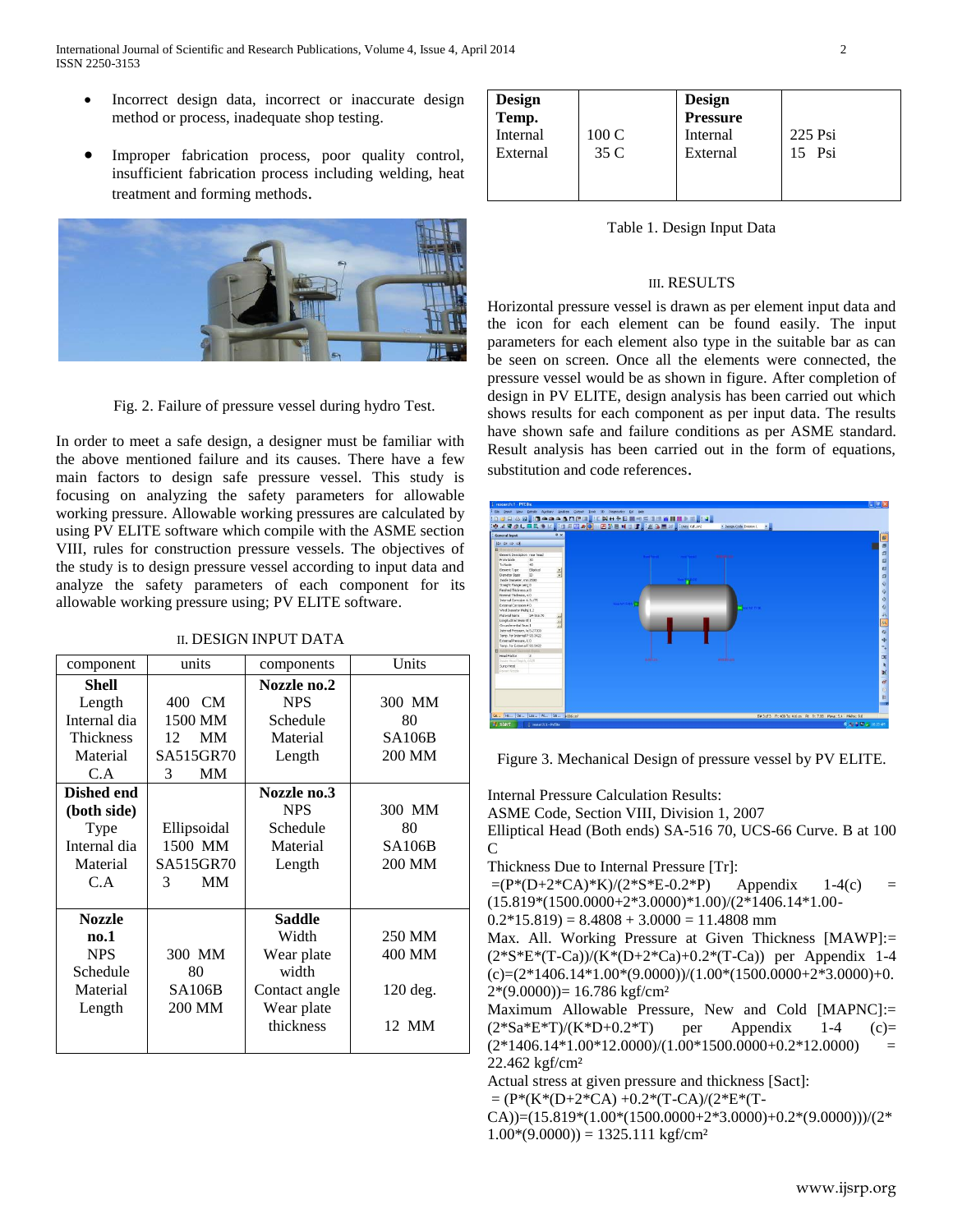- Incorrect design data, incorrect or inaccurate design method or process, inadequate shop testing.
- Improper fabrication process, poor quality control, insufficient fabrication process including welding, heat treatment and forming methods.

Fig. 2. Failure of pressure vessel during hydro Test.

In order to meet a safe design, a designer must be familiar with the above mentioned failure and its causes. There have a few main factors to design safe pressure vessel. This study is focusing on analyzing the safety parameters for allowable working pressure. Allowable working pressures are calculated by using PV ELITE software which compile with the ASME section VIII, rules for construction pressure vessels. The objectives of the study is to design pressure vessel according to input data and analyze the safety parameters of each component for its allowable working pressure using; PV ELITE software.

## II. DESIGN INPUT DATA

| component | units | components | Units |
|---|---|---|---|
| **Shell** | | **Nozzle no.2** | |
| Length | 400 CM | NPS | 300 MM |
| Internal dia | 1500 MM | Schedule | 80 |
| Thickness | 12 MM | Material | SA106B |
| Material | SA515GR70 | Length | 200 MM |
| C.A | 3 MM | | |
| **Dished end (both side)** | | **Nozzle no.3** | |
| | | NPS | 300 MM |
| Type | Ellipsoidal | Schedule | 80 |
| Internal dia | 1500 MM | Material | SA106B |
| Material | SA515GR70 | Length | 200 MM |
| C.A | 3 MM | | |
| **Nozzle no.1** | | **Saddle** | |
| | | Width | 250 MM |
| NPS | 300 MM | Wear plate width | 400 MM |
| Schedule | 80 | | |
| Material | SA106B | Contact angle | 120 deg. |
| Length | 200 MM | Wear plate thickness | 12 MM |

| **Design Temp.** | | **Design Pressure** | |
|---|---|---|---|
| Internal | 100 C | Internal | 225 Psi |
| External | 35 C | External | 15 Psi |

Table 1. Design Input Data

## III. RESULTS

Horizontal pressure vessel is drawn as per element input data and the icon for each element can be found easily. The input parameters for each element also type in the suitable bar as can be seen on screen. Once all the elements were connected, the pressure vessel would be as shown in figure. After completion of design in PV ELITE, design analysis has been carried out which shows results for each component as per input data. The results have shown safe and failure conditions as per ASME standard. Result analysis has been carried out in the form of equations, substitution and code references.

Figure 3. Mechanical Design of pressure vessel by PV ELITE.

Internal Pressure Calculation Results:
ASME Code, Section VIII, Division 1, 2007
Elliptical Head (Both ends) SA-516 70, UCS-66 Curve. B at 100 C

Thickness Due to Internal Pressure [Tr]:
=(P*(D+2*CA)*K)/(2*S*E-0.2*P) Appendix 1-4(c) = (15.819*(1500.0000+2*3.0000)*1.00)/(2*1406.14*1.00-0.2*15.819) = 8.4808 + 3.0000 = 11.4808 mm

Max. All. Working Pressure at Given Thickness [MAWP]:= (2*S*E*(T-Ca))/(K*(D+2*Ca)+0.2*(T-Ca)) per Appendix 1-4 (c)=(2*1406.14*1.00*(9.0000))/(1.00*(1500.0000+2*3.0000)+0.2*(9.0000))= 16.786 kgf/cm²

Maximum Allowable Pressure, New and Cold [MAPNC]:= (2*Sa*E*T)/(K*D+0.2*T) per Appendix 1-4 (c)= (2*1406.14*1.00*12.0000)/(1.00*1500.0000+0.2*12.0000) = 22.462 kgf/cm²

Actual stress at given pressure and thickness [Sact]:
= (P*(K*(D+2*CA) +0.2*(T-CA)/(2*E*(T-CA))=(15.819*(1.00*(1500.0000+2*3.0000)+0.2*(9.0000)))/(2*1.00*(9.0000)) = 1325.111 kgf/cm²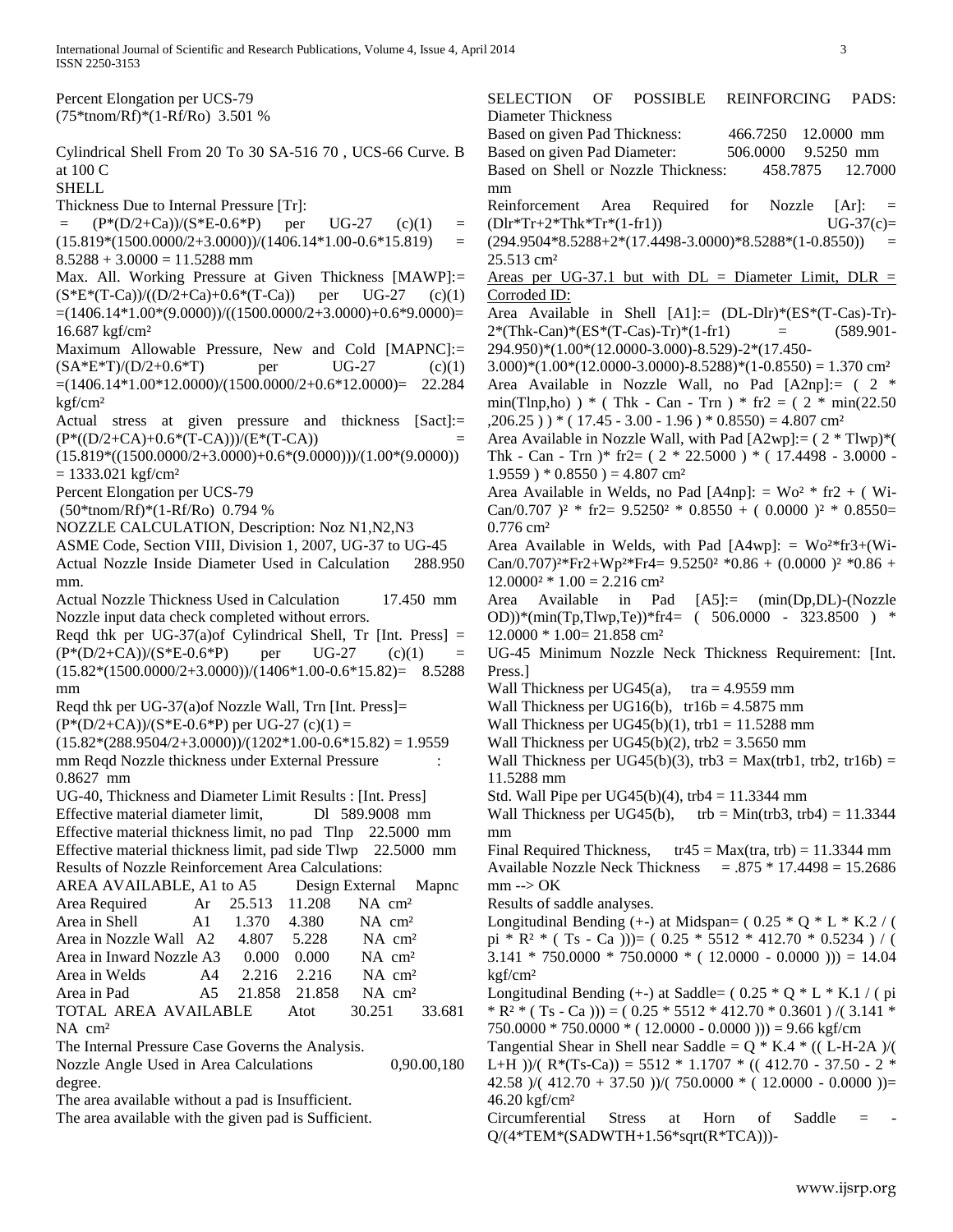Percent Elongation per UCS-79
(75*tnom/Rf)*(1-Rf/Ro) 3.501 %

Cylindrical Shell From 20 To 30 SA-516 70 , UCS-66 Curve. B at 100 C

SHELL

Thickness Due to Internal Pressure [Tr]:
= (P*(D/2+Ca))/(S*E-0.6*P) per UG-27 (c)(1) = (15.819*(1500.0000/2+3.0000))/(1406.14*1.00-0.6*15.819) = 8.5288 + 3.0000 = 11.5288 mm

Max. All. Working Pressure at Given Thickness [MAWP]:= (S*E*(T-Ca))/((D/2+Ca)+0.6*(T-Ca)) per UG-27 (c)(1) =(1406.14*1.00*(9.0000))/((1500.0000/2+3.0000)+0.6*9.0000)= 16.687 kgf/cm²

Maximum Allowable Pressure, New and Cold [MAPNC]:= (SA*E*T)/(D/2+0.6*T) per UG-27 (c)(1) =(1406.14*1.00*12.0000)/(1500.0000/2+0.6*12.0000)= 22.284 kgf/cm²

Actual stress at given pressure and thickness [Sact]:= (P*((D/2+CA)+0.6*(T-CA)))/(E*(T-CA)) = (15.819*((1500.0000/2+3.0000)+0.6*(9.0000)))/(1.00*(9.0000)) = 1333.021 kgf/cm²

Percent Elongation per UCS-79
(50*tnom/Rf)*(1-Rf/Ro) 0.794 %

NOZZLE CALCULATION, Description: Noz N1,N2,N3

ASME Code, Section VIII, Division 1, 2007, UG-37 to UG-45

Actual Nozzle Inside Diameter Used in Calculation 288.950 mm.

Actual Nozzle Thickness Used in Calculation 17.450 mm

Nozzle input data check completed without errors.

Reqd thk per UG-37(a)of Cylindrical Shell, Tr [Int. Press] = (P*(D/2+CA))/(S*E-0.6*P) per UG-27 (c)(1) = (15.82*(1500.0000/2+3.0000))/(1406*1.00-0.6*15.82)= 8.5288 mm

Reqd thk per UG-37(a)of Nozzle Wall, Trn [Int. Press]= (P*(D/2+CA))/(S*E-0.6*P) per UG-27 (c)(1) = (15.82*(288.9504/2+3.0000))/(1202*1.00-0.6*15.82) = 1.9559 mm Reqd Nozzle thickness under External Pressure : 0.8627 mm

UG-40, Thickness and Diameter Limit Results : [Int. Press]

Effective material diameter limit, Dl 589.9008 mm

Effective material thickness limit, no pad Tlnp 22.5000 mm

Effective material thickness limit, pad side Tlwp 22.5000 mm

Results of Nozzle Reinforcement Area Calculations:

| AREA AVAILABLE, A1 to A5 | | Design | External | Mapnc | |
|---|---|---|---|---|---|
| Area Required | Ar | 25.513 | 11.208 | NA | cm² |
| Area in Shell | A1 | 1.370 | 4.380 | NA | cm² |
| Area in Nozzle Wall | A2 | 4.807 | 5.228 | NA | cm² |
| Area in Inward Nozzle | A3 | 0.000 | 0.000 | NA | cm² |
| Area in Welds | A4 | 2.216 | 2.216 | NA | cm² |
| Area in Pad | A5 | 21.858 | 21.858 | NA | cm² |
| TOTAL AREA AVAILABLE | Atot | 30.251 | 33.681 | NA | cm² |

The Internal Pressure Case Governs the Analysis.

Nozzle Angle Used in Area Calculations 0,90.00,180 degree.

The area available without a pad is Insufficient.

The area available with the given pad is Sufficient.

SELECTION OF POSSIBLE REINFORCING PADS:

| | Diameter | Thickness |
|---|---|---|
| Based on given Pad Thickness: | 466.7250 | 12.0000 mm |
| Based on given Pad Diameter: | 506.0000 | 9.5250 mm |
| Based on Shell or Nozzle Thickness: | 458.7875 | 12.7000 mm |

Reinforcement Area Required for Nozzle [Ar]: = (Dlr*Tr+2*Thk*Tr*(1-fr1)) UG-37(c)= (294.9504*8.5288+2*(17.4498-3.0000)*8.5288*(1-0.8550)) = 25.513 cm²

Areas per UG-37.1 but with DL = Diameter Limit, DLR = Corroded ID:

Area Available in Shell [A1]:= (DL-Dlr)*(ES*(T-Cas)-Tr)-2*(Thk-Can)*(ES*(T-Cas)-Tr)*(1-fr1) = (589.901-294.950)*(1.00*(12.0000-3.000)-8.529)-2*(17.450-3.000)*(1.00*(12.0000-3.0000)-8.5288)*(1-0.8550) = 1.370 cm²

Area Available in Nozzle Wall, no Pad [A2np]:= ( 2 * min(Tlnp,ho) ) * ( Thk - Can - Trn ) * fr2 = ( 2 * min(22.50 ,206.25 ) ) * ( 17.45 - 3.00 - 1.96 ) * 0.8550) = 4.807 cm²

Area Available in Nozzle Wall, with Pad [A2wp]:= ( 2 * Tlwp)*( Thk - Can - Trn )* fr2= ( 2 * 22.5000 ) * ( 17.4498 - 3.0000 - 1.9559 ) * 0.8550 ) = 4.807 cm²

Area Available in Welds, no Pad [A4np]: = Wo² * fr2 + ( Wi-Can/0.707 )² * fr2= 9.5250² * 0.8550 + ( 0.0000 )² * 0.8550= 0.776 cm²

Area Available in Welds, with Pad [A4wp]: = Wo²*fr3+(Wi-Can/0.707)²*Fr2+Wp²*Fr4= 9.5250² *0.86 + (0.0000 )² *0.86 + 12.0000² * 1.00 = 2.216 cm²

Area Available in Pad [A5]:= (min(Dp,DL)-(Nozzle OD))*(min(Tp,Tlwp,Te))*fr4= ( 506.0000 - 323.8500 ) * 12.0000 * 1.00= 21.858 cm²

UG-45 Minimum Nozzle Neck Thickness Requirement: [Int. Press.]

Wall Thickness per UG45(a), tra = 4.9559 mm

Wall Thickness per UG16(b), tr16b = 4.5875 mm

Wall Thickness per UG45(b)(1), trb1 = 11.5288 mm

Wall Thickness per UG45(b)(2), trb2 = 3.5650 mm

Wall Thickness per UG45(b)(3), trb3 = Max(trb1, trb2, tr16b) = 11.5288 mm

Std. Wall Pipe per UG45(b)(4), trb4 = 11.3344 mm

Wall Thickness per UG45(b), trb = Min(trb3, trb4) = 11.3344 mm

Final Required Thickness, tr45 = Max(tra, trb) = 11.3344 mm

Available Nozzle Neck Thickness = .875 * 17.4498 = 15.2686 mm --> OK

Results of saddle analyses.

Longitudinal Bending (+-) at Midspan= ( 0.25 * Q * L * K.2 / ( pi * R² * ( Ts - Ca ))) = ( 0.25 * 5512 * 412.70 * 0.5234 ) / ( 3.141 * 750.0000 * 750.0000 * ( 12.0000 - 0.0000 ))) = 14.04 kgf/cm²

Longitudinal Bending (+-) at Saddle= ( 0.25 * Q * L * K.1 / ( pi * R² * ( Ts - Ca ))) = ( 0.25 * 5512 * 412.70 * 0.3601 ) / ( 3.141 * 750.0000 * 750.0000 * ( 12.0000 - 0.0000 ))) = 9.66 kgf/cm

Tangential Shear in Shell near Saddle = Q * K.4 * (( L-H-2A )/( L+H ))/( R*(Ts-Ca)) = 5512 * 1.1707 * (( 412.70 - 37.50 - 2 * 42.58 )/( 412.70 + 37.50 ))/( 750.0000 * ( 12.0000 - 0.0000 ))= 46.20 kgf/cm²

Circumferential Stress at Horn of Saddle = -Q/(4*TEM*(SADWTH+1.56*sqrt(R*TCA)))-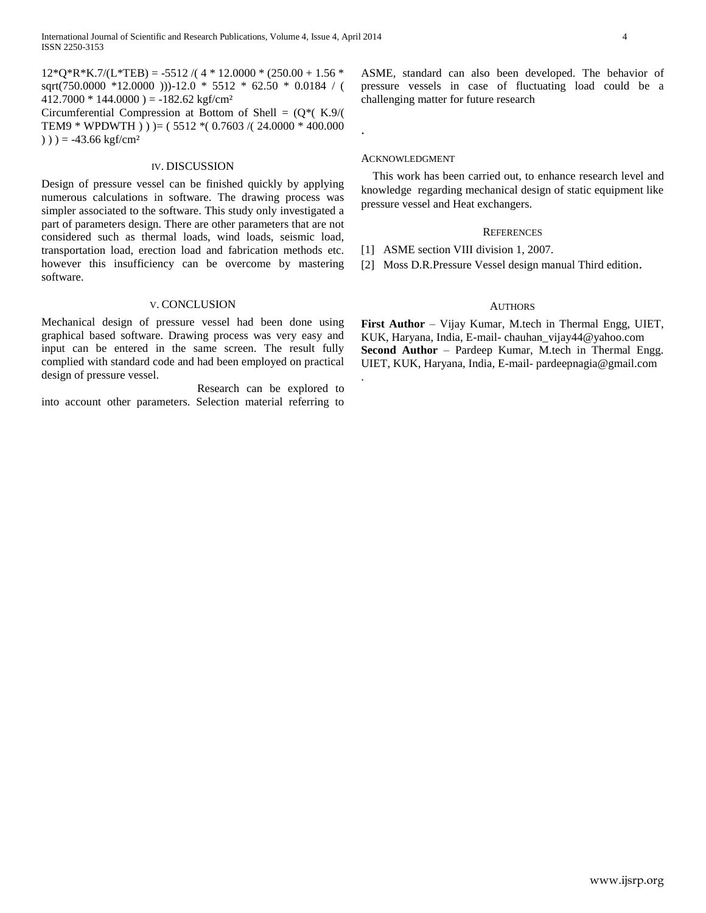$12*Q*R*K.7/(L*TEB) = -5512 /( 4 * 12.0000 * (250.00 + 1.56 * \text{sqrt}(750.0000 *12.0000 )))-12.0 * 5512 * 62.50 * 0.0184 / ( 412.7000 * 144.0000 ) = -182.62$ kgf/cm²

Circumferential Compression at Bottom of Shell = $(Q*( K.9/( TEM9 * WPDWTH ) ) )= ( 5512 *( 0.7603 /( 24.0000 * 400.000 ) ) ) = -43.66$ kgf/cm²

## IV. DISCUSSION

Design of pressure vessel can be finished quickly by applying numerous calculations in software. The drawing process was simpler associated to the software. This study only investigated a part of parameters design. There are other parameters that are not considered such as thermal loads, wind loads, seismic load, transportation load, erection load and fabrication methods etc. however this insufficiency can be overcome by mastering software.

## V. CONCLUSION

Mechanical design of pressure vessel had been done using graphical based software. Drawing process was very easy and input can be entered in the same screen. The result fully complied with standard code and had been employed on practical design of pressure vessel.

Research can be explored to into account other parameters. Selection material referring to ASME, standard can also been developed. The behavior of pressure vessels in case of fluctuating load could be a challenging matter for future research

.

## ACKNOWLEDGMENT

This work has been carried out, to enhance research level and knowledge regarding mechanical design of static equipment like pressure vessel and Heat exchangers.

## REFERENCES

[1] ASME section VIII division 1, 2007.

[2] Moss D.R.Pressure Vessel design manual Third edition.

## AUTHORS

**First Author** – Vijay Kumar, M.tech in Thermal Engg, UIET, KUK, Haryana, India, E-mail- chauhan_vijay44@yahoo.com

**Second Author** – Pardeep Kumar, M.tech in Thermal Engg. UIET, KUK, Haryana, India, E-mail- pardeepnagia@gmail.com

.